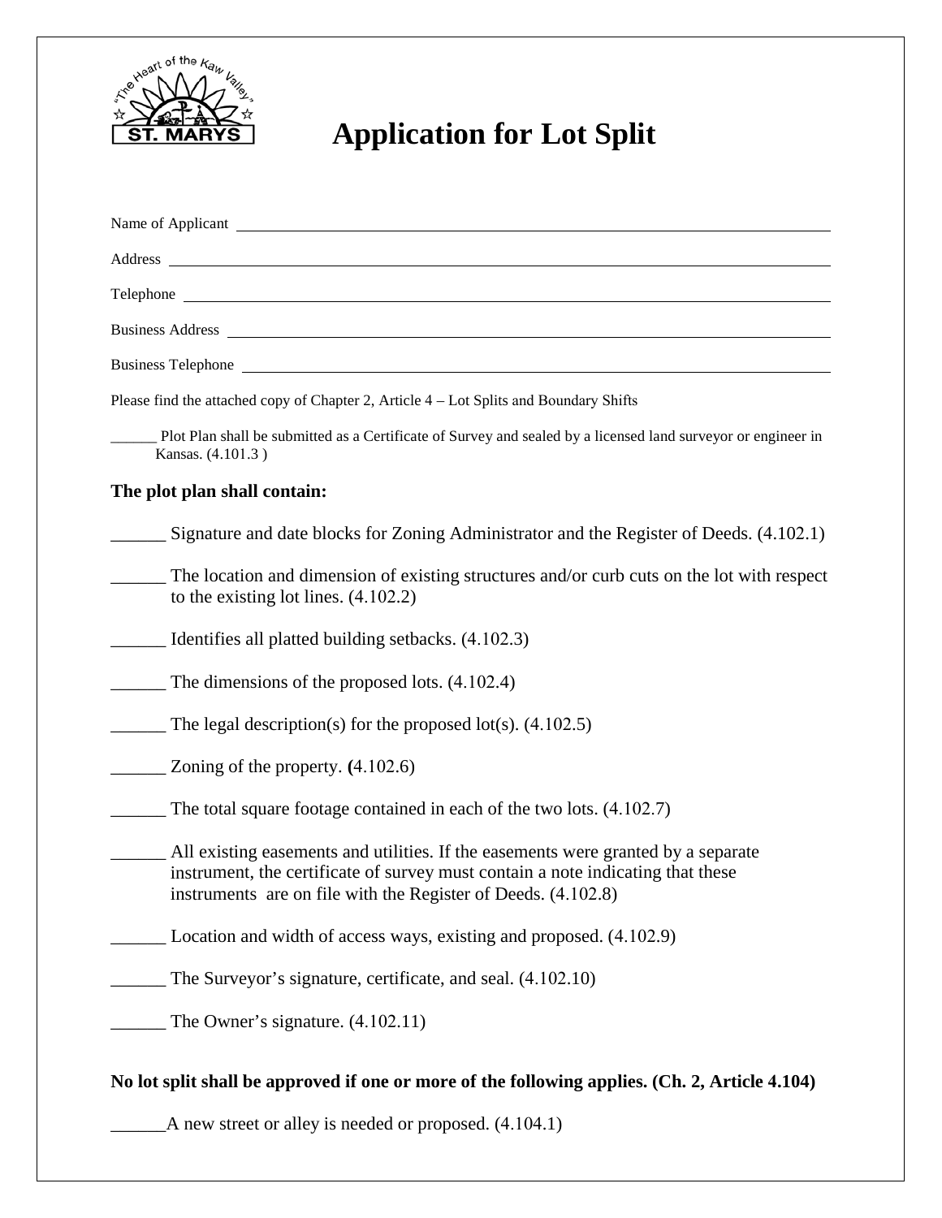# Application for Lot Split

Name of Applicant ______________________________

Address ______________________________

Telephone ______________________________

Business Address ______________________________

Business Telephone ______________________________

Please find the attached copy of Chapter 2, Article 4 – Lot Splits and Boundary Shifts

______ Plot Plan shall be submitted as a Certificate of Survey and sealed by a licensed land surveyor or engineer in Kansas. (4.101.3 )

**The plot plan shall contain:**

______ Signature and date blocks for Zoning Administrator and the Register of Deeds. (4.102.1)

______ The location and dimension of existing structures and/or curb cuts on the lot with respect to the existing lot lines. (4.102.2)

______ Identifies all platted building setbacks. (4.102.3)

______ The dimensions of the proposed lots. (4.102.4)

______ The legal description(s) for the proposed lot(s). (4.102.5)

______ Zoning of the property. **(**4.102.6)

______ The total square footage contained in each of the two lots. (4.102.7)

______ All existing easements and utilities. If the easements were granted by a separate instrument, the certificate of survey must contain a note indicating that these instruments are on file with the Register of Deeds. (4.102.8)

______ Location and width of access ways, existing and proposed. (4.102.9)

______ The Surveyor's signature, certificate, and seal. (4.102.10)

______ The Owner's signature. (4.102.11)

**No lot split shall be approved if one or more of the following applies. (Ch. 2, Article 4.104)**

______A new street or alley is needed or proposed. (4.104.1)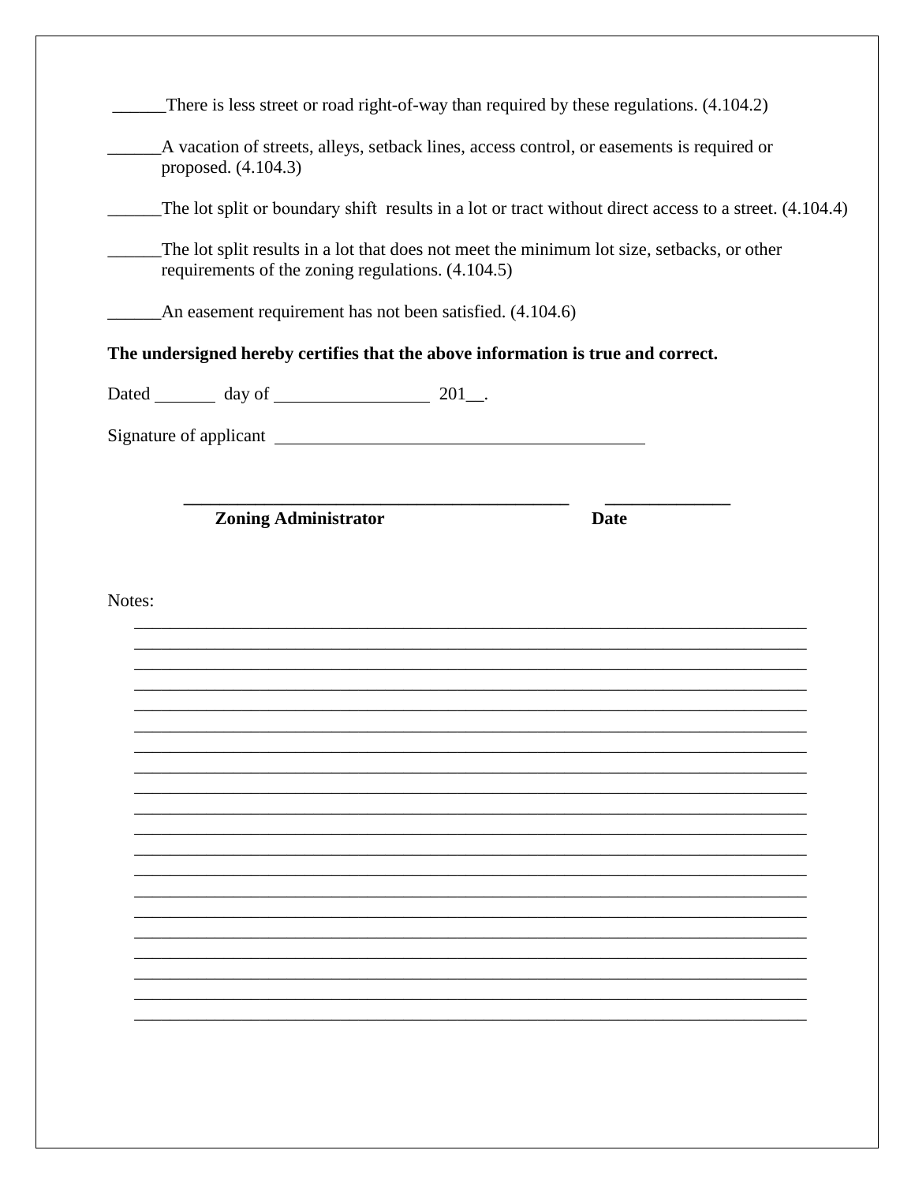______There is less street or road right-of-way than required by these regulations. (4.104.2)

______A vacation of streets, alleys, setback lines, access control, or easements is required or proposed. (4.104.3)

______The lot split or boundary shift results in a lot or tract without direct access to a street. (4.104.4)

______The lot split results in a lot that does not meet the minimum lot size, setbacks, or other requirements of the zoning regulations. (4.104.5)

______An easement requirement has not been satisfied. (4.104.6)

**The undersigned hereby certifies that the above information is true and correct.**

Dated _______ day of _________________ 201__.

Signature of applicant __________________________________________

__________________________________________ ______________
**Zoning Administrator** **Date**

Notes:

____________________________________________________________________________
____________________________________________________________________________
____________________________________________________________________________
____________________________________________________________________________
____________________________________________________________________________
____________________________________________________________________________
____________________________________________________________________________
____________________________________________________________________________
____________________________________________________________________________
____________________________________________________________________________
____________________________________________________________________________
____________________________________________________________________________
____________________________________________________________________________
____________________________________________________________________________
____________________________________________________________________________
____________________________________________________________________________
____________________________________________________________________________
____________________________________________________________________________
____________________________________________________________________________
____________________________________________________________________________